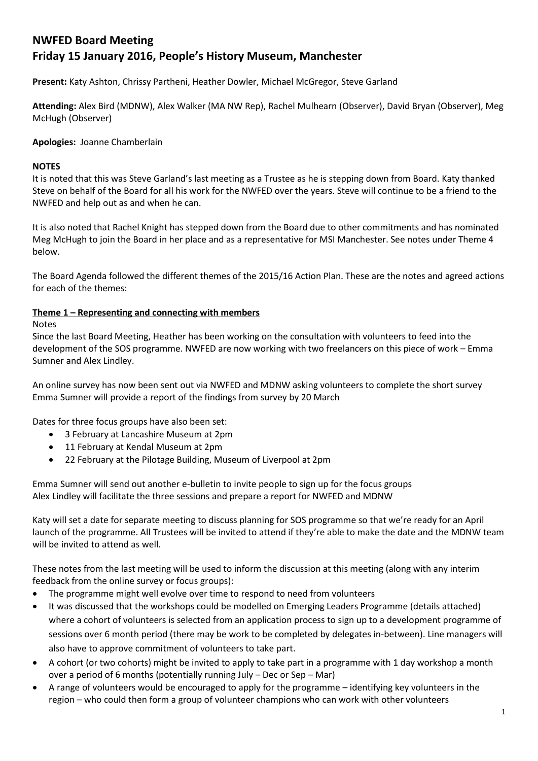# NWFED Board Meeting
# Friday 15 January 2016, People's History Museum, Manchester

**Present:** Katy Ashton, Chrissy Partheni, Heather Dowler, Michael McGregor, Steve Garland

**Attending:** Alex Bird (MDNW), Alex Walker (MA NW Rep), Rachel Mulhearn (Observer), David Bryan (Observer), Meg McHugh (Observer)

**Apologies:** Joanne Chamberlain

**NOTES**

It is noted that this was Steve Garland's last meeting as a Trustee as he is stepping down from Board. Katy thanked Steve on behalf of the Board for all his work for the NWFED over the years. Steve will continue to be a friend to the NWFED and help out as and when he can.

It is also noted that Rachel Knight has stepped down from the Board due to other commitments and has nominated Meg McHugh to join the Board in her place and as a representative for MSI Manchester. See notes under Theme 4 below.

The Board Agenda followed the different themes of the 2015/16 Action Plan. These are the notes and agreed actions for each of the themes:

**Theme 1 – Representing and connecting with members**

Notes

Since the last Board Meeting, Heather has been working on the consultation with volunteers to feed into the development of the SOS programme. NWFED are now working with two freelancers on this piece of work – Emma Sumner and Alex Lindley.

An online survey has now been sent out via NWFED and MDNW asking volunteers to complete the short survey
Emma Sumner will provide a report of the findings from survey by 20 March

Dates for three focus groups have also been set:

- 3 February at Lancashire Museum at 2pm
- 11 February at Kendal Museum at 2pm
- 22 February at the Pilotage Building, Museum of Liverpool at 2pm

Emma Sumner will send out another e-bulletin to invite people to sign up for the focus groups
Alex Lindley will facilitate the three sessions and prepare a report for NWFED and MDNW

Katy will set a date for separate meeting to discuss planning for SOS programme so that we're ready for an April launch of the programme. All Trustees will be invited to attend if they're able to make the date and the MDNW team will be invited to attend as well.

These notes from the last meeting will be used to inform the discussion at this meeting (along with any interim feedback from the online survey or focus groups):

- The programme might well evolve over time to respond to need from volunteers
- It was discussed that the workshops could be modelled on Emerging Leaders Programme (details attached) where a cohort of volunteers is selected from an application process to sign up to a development programme of sessions over 6 month period (there may be work to be completed by delegates in-between). Line managers will also have to approve commitment of volunteers to take part.
- A cohort (or two cohorts) might be invited to apply to take part in a programme with 1 day workshop a month over a period of 6 months (potentially running July – Dec or Sep – Mar)
- A range of volunteers would be encouraged to apply for the programme – identifying key volunteers in the region – who could then form a group of volunteer champions who can work with other volunteers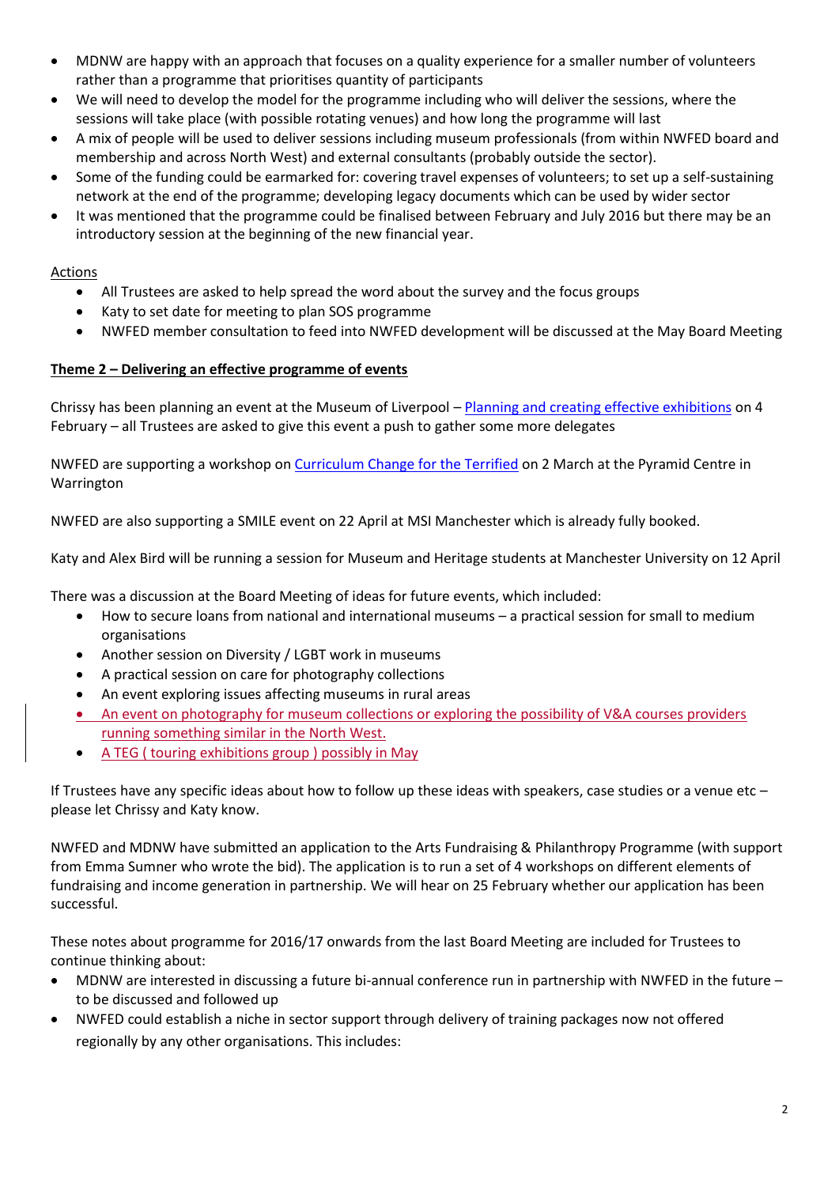- MDNW are happy with an approach that focuses on a quality experience for a smaller number of volunteers rather than a programme that prioritises quantity of participants
- We will need to develop the model for the programme including who will deliver the sessions, where the sessions will take place (with possible rotating venues) and how long the programme will last
- A mix of people will be used to deliver sessions including museum professionals (from within NWFED board and membership and across North West) and external consultants (probably outside the sector).
- Some of the funding could be earmarked for: covering travel expenses of volunteers; to set up a self-sustaining network at the end of the programme; developing legacy documents which can be used by wider sector
- It was mentioned that the programme could be finalised between February and July 2016 but there may be an introductory session at the beginning of the new financial year.

<u>Actions</u>

- All Trustees are asked to help spread the word about the survey and the focus groups
- Katy to set date for meeting to plan SOS programme
- NWFED member consultation to feed into NWFED development will be discussed at the May Board Meeting

**<u>Theme 2 – Delivering an effective programme of events</u>**

Chrissy has been planning an event at the Museum of Liverpool – Planning and creating effective exhibitions on 4 February – all Trustees are asked to give this event a push to gather some more delegates

NWFED are supporting a workshop on Curriculum Change for the Terrified on 2 March at the Pyramid Centre in Warrington

NWFED are also supporting a SMILE event on 22 April at MSI Manchester which is already fully booked.

Katy and Alex Bird will be running a session for Museum and Heritage students at Manchester University on 12 April

There was a discussion at the Board Meeting of ideas for future events, which included:

- How to secure loans from national and international museums – a practical session for small to medium organisations
- Another session on Diversity / LGBT work in museums
- A practical session on care for photography collections
- An event exploring issues affecting museums in rural areas
- An event on photography for museum collections or exploring the possibility of V&A courses providers running something similar in the North West.
- A TEG ( touring exhibitions group ) possibly in May

If Trustees have any specific ideas about how to follow up these ideas with speakers, case studies or a venue etc – please let Chrissy and Katy know.

NWFED and MDNW have submitted an application to the Arts Fundraising & Philanthropy Programme (with support from Emma Sumner who wrote the bid). The application is to run a set of 4 workshops on different elements of fundraising and income generation in partnership. We will hear on 25 February whether our application has been successful.

These notes about programme for 2016/17 onwards from the last Board Meeting are included for Trustees to continue thinking about:

- MDNW are interested in discussing a future bi-annual conference run in partnership with NWFED in the future – to be discussed and followed up
- NWFED could establish a niche in sector support through delivery of training packages now not offered regionally by any other organisations. This includes: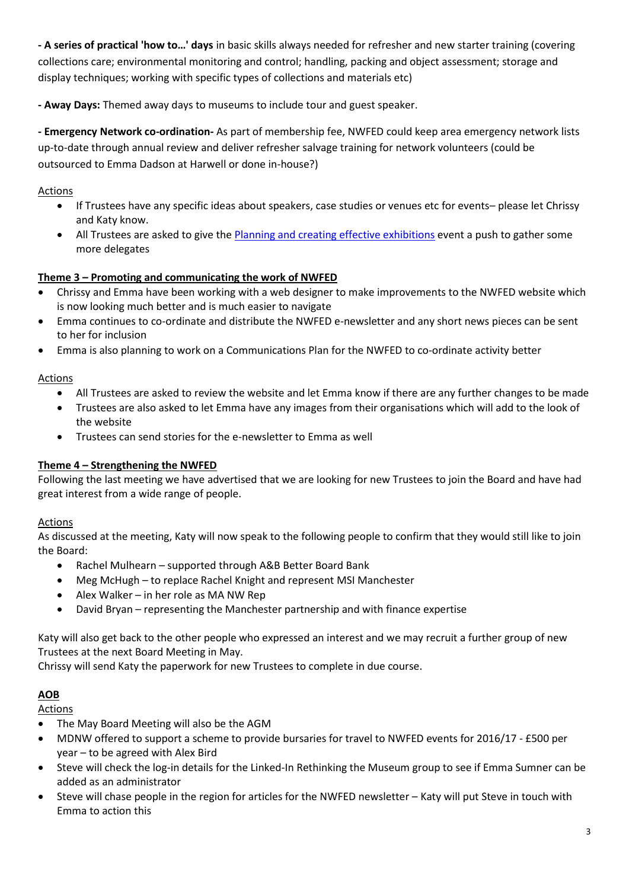**- A series of practical 'how to…' days** in basic skills always needed for refresher and new starter training (covering collections care; environmental monitoring and control; handling, packing and object assessment; storage and display techniques; working with specific types of collections and materials etc)

**- Away Days:** Themed away days to museums to include tour and guest speaker.

**- Emergency Network co-ordination-** As part of membership fee, NWFED could keep area emergency network lists up-to-date through annual review and deliver refresher salvage training for network volunteers (could be outsourced to Emma Dadson at Harwell or done in-house?)

Actions

- If Trustees have any specific ideas about speakers, case studies or venues etc for events– please let Chrissy and Katy know.
- All Trustees are asked to give the Planning and creating effective exhibitions event a push to gather some more delegates

**Theme 3 – Promoting and communicating the work of NWFED**

- Chrissy and Emma have been working with a web designer to make improvements to the NWFED website which is now looking much better and is much easier to navigate
- Emma continues to co-ordinate and distribute the NWFED e-newsletter and any short news pieces can be sent to her for inclusion
- Emma is also planning to work on a Communications Plan for the NWFED to co-ordinate activity better

Actions

- All Trustees are asked to review the website and let Emma know if there are any further changes to be made
- Trustees are also asked to let Emma have any images from their organisations which will add to the look of the website
- Trustees can send stories for the e-newsletter to Emma as well

**Theme 4 – Strengthening the NWFED**

Following the last meeting we have advertised that we are looking for new Trustees to join the Board and have had great interest from a wide range of people.

Actions

As discussed at the meeting, Katy will now speak to the following people to confirm that they would still like to join the Board:

- Rachel Mulhearn – supported through A&B Better Board Bank
- Meg McHugh – to replace Rachel Knight and represent MSI Manchester
- Alex Walker – in her role as MA NW Rep
- David Bryan – representing the Manchester partnership and with finance expertise

Katy will also get back to the other people who expressed an interest and we may recruit a further group of new Trustees at the next Board Meeting in May.
Chrissy will send Katy the paperwork for new Trustees to complete in due course.

**AOB**

Actions

- The May Board Meeting will also be the AGM
- MDNW offered to support a scheme to provide bursaries for travel to NWFED events for 2016/17 - £500 per year – to be agreed with Alex Bird
- Steve will check the log-in details for the Linked-In Rethinking the Museum group to see if Emma Sumner can be added as an administrator
- Steve will chase people in the region for articles for the NWFED newsletter – Katy will put Steve in touch with Emma to action this